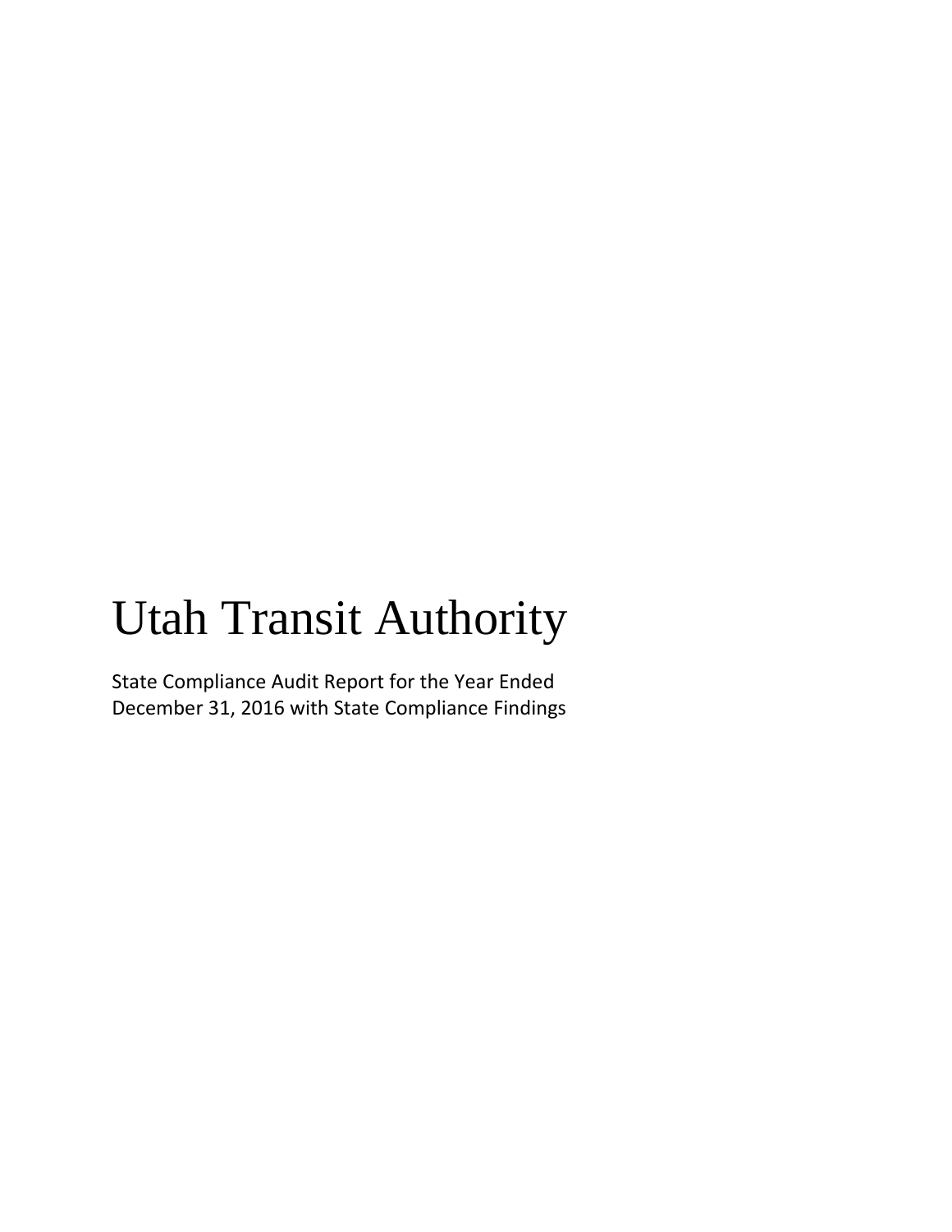# Utah Transit Authority

State Compliance Audit Report for the Year Ended December 31, 2016 with State Compliance Findings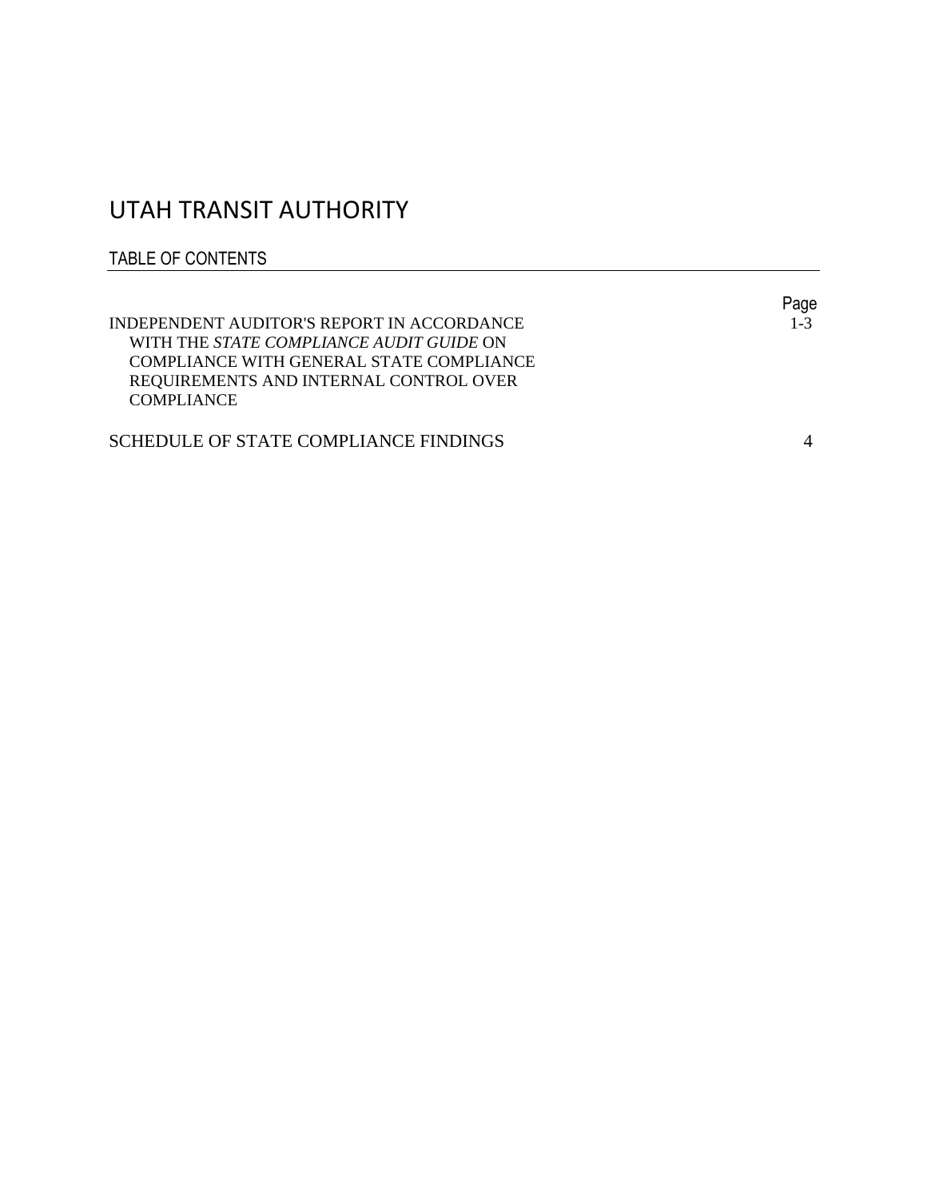# UTAH TRANSIT AUTHORITY

## TABLE OF CONTENTS

| | Page |
|---|---|
| INDEPENDENT AUDITOR'S REPORT IN ACCORDANCE WITH THE *STATE COMPLIANCE AUDIT GUIDE* ON COMPLIANCE WITH GENERAL STATE COMPLIANCE REQUIREMENTS AND INTERNAL CONTROL OVER COMPLIANCE | 1-3 |
| SCHEDULE OF STATE COMPLIANCE FINDINGS | 4 |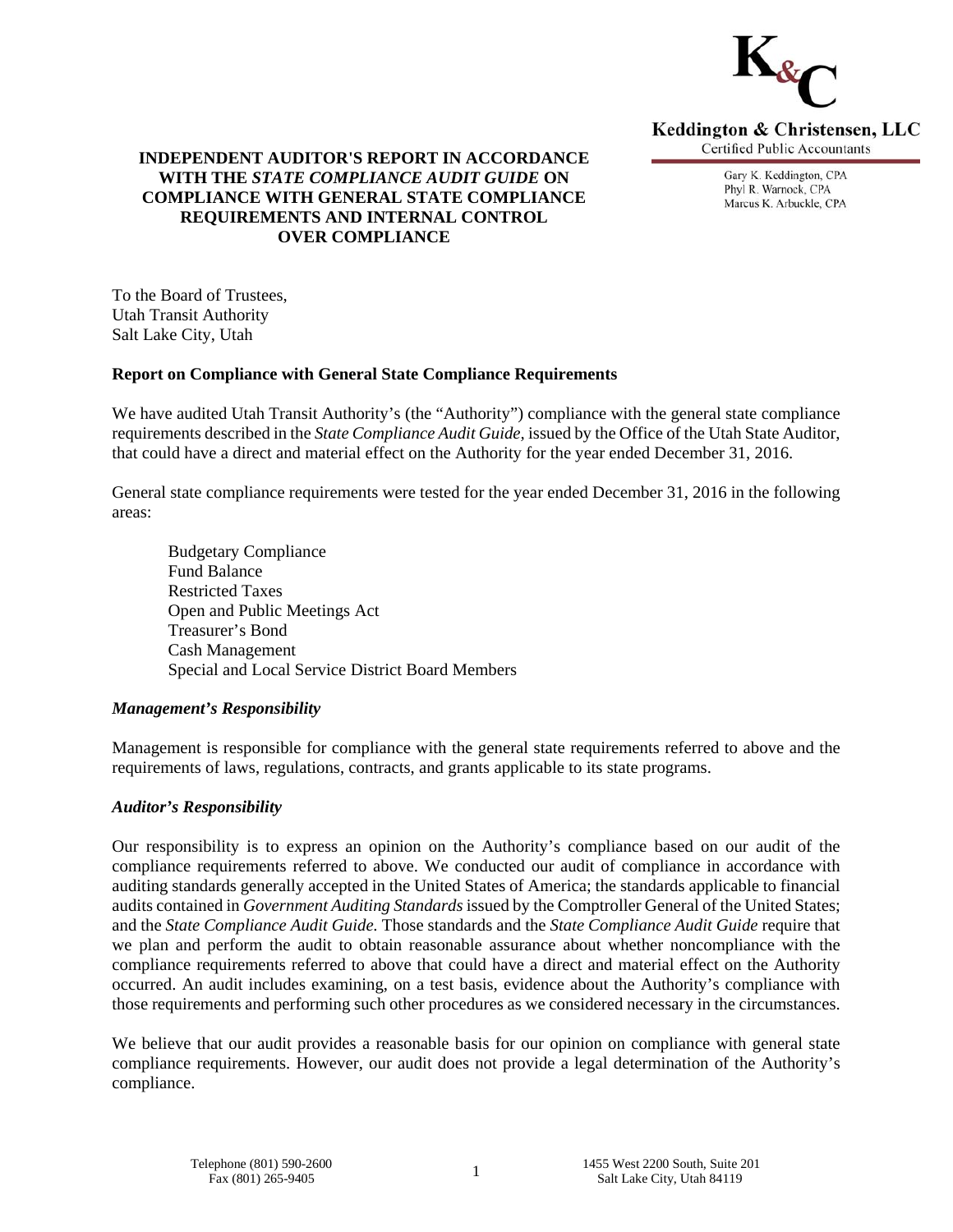Keddington & Christensen, LLC
Certified Public Accountants

Gary K. Keddington, CPA
Phyl R. Warnock, CPA
Marcus K. Arbuckle, CPA

# INDEPENDENT AUDITOR'S REPORT IN ACCORDANCE WITH THE *STATE COMPLIANCE AUDIT GUIDE* ON COMPLIANCE WITH GENERAL STATE COMPLIANCE REQUIREMENTS AND INTERNAL CONTROL OVER COMPLIANCE

To the Board of Trustees,
Utah Transit Authority
Salt Lake City, Utah

## Report on Compliance with General State Compliance Requirements

We have audited Utah Transit Authority's (the "Authority") compliance with the general state compliance requirements described in the *State Compliance Audit Guide,* issued by the Office of the Utah State Auditor, that could have a direct and material effect on the Authority for the year ended December 31, 2016.

General state compliance requirements were tested for the year ended December 31, 2016 in the following areas:

- Budgetary Compliance
- Fund Balance
- Restricted Taxes
- Open and Public Meetings Act
- Treasurer's Bond
- Cash Management
- Special and Local Service District Board Members

### *Management's Responsibility*

Management is responsible for compliance with the general state requirements referred to above and the requirements of laws, regulations, contracts, and grants applicable to its state programs.

### *Auditor's Responsibility*

Our responsibility is to express an opinion on the Authority's compliance based on our audit of the compliance requirements referred to above. We conducted our audit of compliance in accordance with auditing standards generally accepted in the United States of America; the standards applicable to financial audits contained in *Government Auditing Standards* issued by the Comptroller General of the United States; and the *State Compliance Audit Guide.* Those standards and the *State Compliance Audit Guide* require that we plan and perform the audit to obtain reasonable assurance about whether noncompliance with the compliance requirements referred to above that could have a direct and material effect on the Authority occurred. An audit includes examining, on a test basis, evidence about the Authority's compliance with those requirements and performing such other procedures as we considered necessary in the circumstances.

We believe that our audit provides a reasonable basis for our opinion on compliance with general state compliance requirements. However, our audit does not provide a legal determination of the Authority's compliance.

Telephone (801) 590-2600
Fax (801) 265-9405

1455 West 2200 South, Suite 201
Salt Lake City, Utah 84119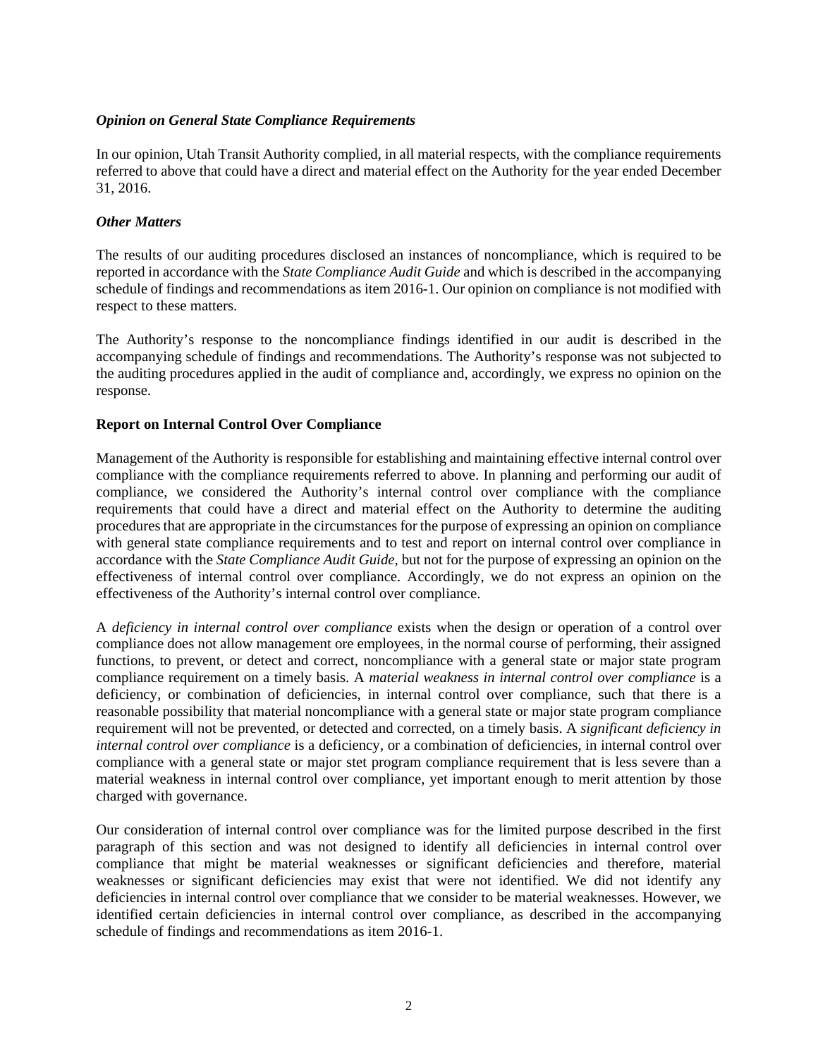### *Opinion on General State Compliance Requirements*

In our opinion, Utah Transit Authority complied, in all material respects, with the compliance requirements referred to above that could have a direct and material effect on the Authority for the year ended December 31, 2016.

### *Other Matters*

The results of our auditing procedures disclosed an instances of noncompliance, which is required to be reported in accordance with the *State Compliance Audit Guide* and which is described in the accompanying schedule of findings and recommendations as item 2016-1. Our opinion on compliance is not modified with respect to these matters.

The Authority's response to the noncompliance findings identified in our audit is described in the accompanying schedule of findings and recommendations. The Authority's response was not subjected to the auditing procedures applied in the audit of compliance and, accordingly, we express no opinion on the response.

## Report on Internal Control Over Compliance

Management of the Authority is responsible for establishing and maintaining effective internal control over compliance with the compliance requirements referred to above. In planning and performing our audit of compliance, we considered the Authority's internal control over compliance with the compliance requirements that could have a direct and material effect on the Authority to determine the auditing procedures that are appropriate in the circumstances for the purpose of expressing an opinion on compliance with general state compliance requirements and to test and report on internal control over compliance in accordance with the *State Compliance Audit Guide*, but not for the purpose of expressing an opinion on the effectiveness of internal control over compliance. Accordingly, we do not express an opinion on the effectiveness of the Authority's internal control over compliance.

A *deficiency in internal control over compliance* exists when the design or operation of a control over compliance does not allow management ore employees, in the normal course of performing, their assigned functions, to prevent, or detect and correct, noncompliance with a general state or major state program compliance requirement on a timely basis. A *material weakness in internal control over compliance* is a deficiency, or combination of deficiencies, in internal control over compliance, such that there is a reasonable possibility that material noncompliance with a general state or major state program compliance requirement will not be prevented, or detected and corrected, on a timely basis. A *significant deficiency in internal control over compliance* is a deficiency, or a combination of deficiencies, in internal control over compliance with a general state or major stet program compliance requirement that is less severe than a material weakness in internal control over compliance, yet important enough to merit attention by those charged with governance.

Our consideration of internal control over compliance was for the limited purpose described in the first paragraph of this section and was not designed to identify all deficiencies in internal control over compliance that might be material weaknesses or significant deficiencies and therefore, material weaknesses or significant deficiencies may exist that were not identified. We did not identify any deficiencies in internal control over compliance that we consider to be material weaknesses. However, we identified certain deficiencies in internal control over compliance, as described in the accompanying schedule of findings and recommendations as item 2016-1.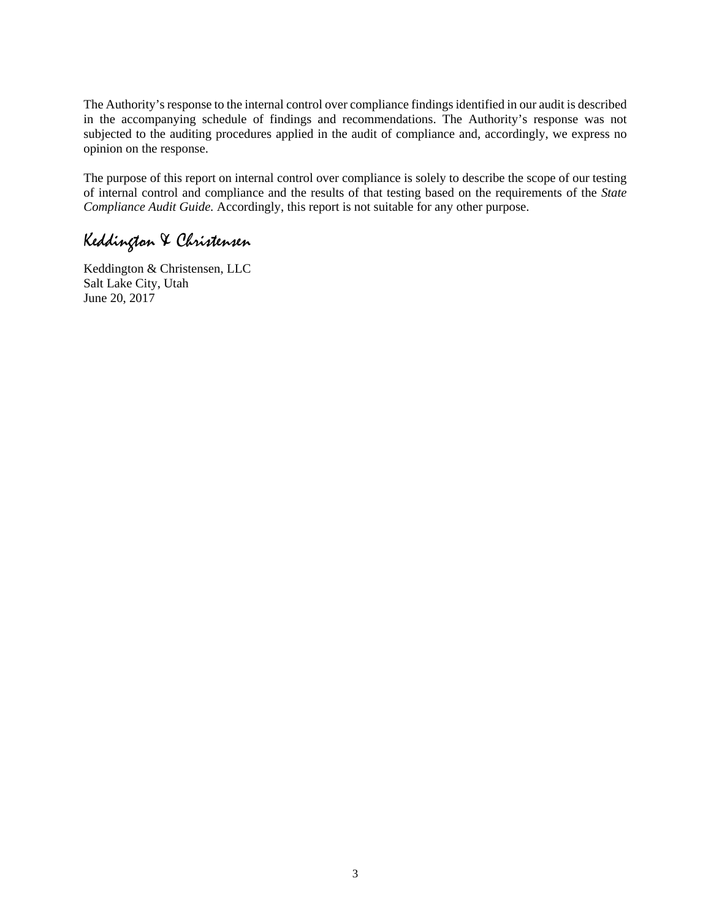The Authority's response to the internal control over compliance findings identified in our audit is described in the accompanying schedule of findings and recommendations. The Authority's response was not subjected to the auditing procedures applied in the audit of compliance and, accordingly, we express no opinion on the response.

The purpose of this report on internal control over compliance is solely to describe the scope of our testing of internal control and compliance and the results of that testing based on the requirements of the *State Compliance Audit Guide.* Accordingly, this report is not suitable for any other purpose.

*Keddington & Christensen*

Keddington & Christensen, LLC
Salt Lake City, Utah
June 20, 2017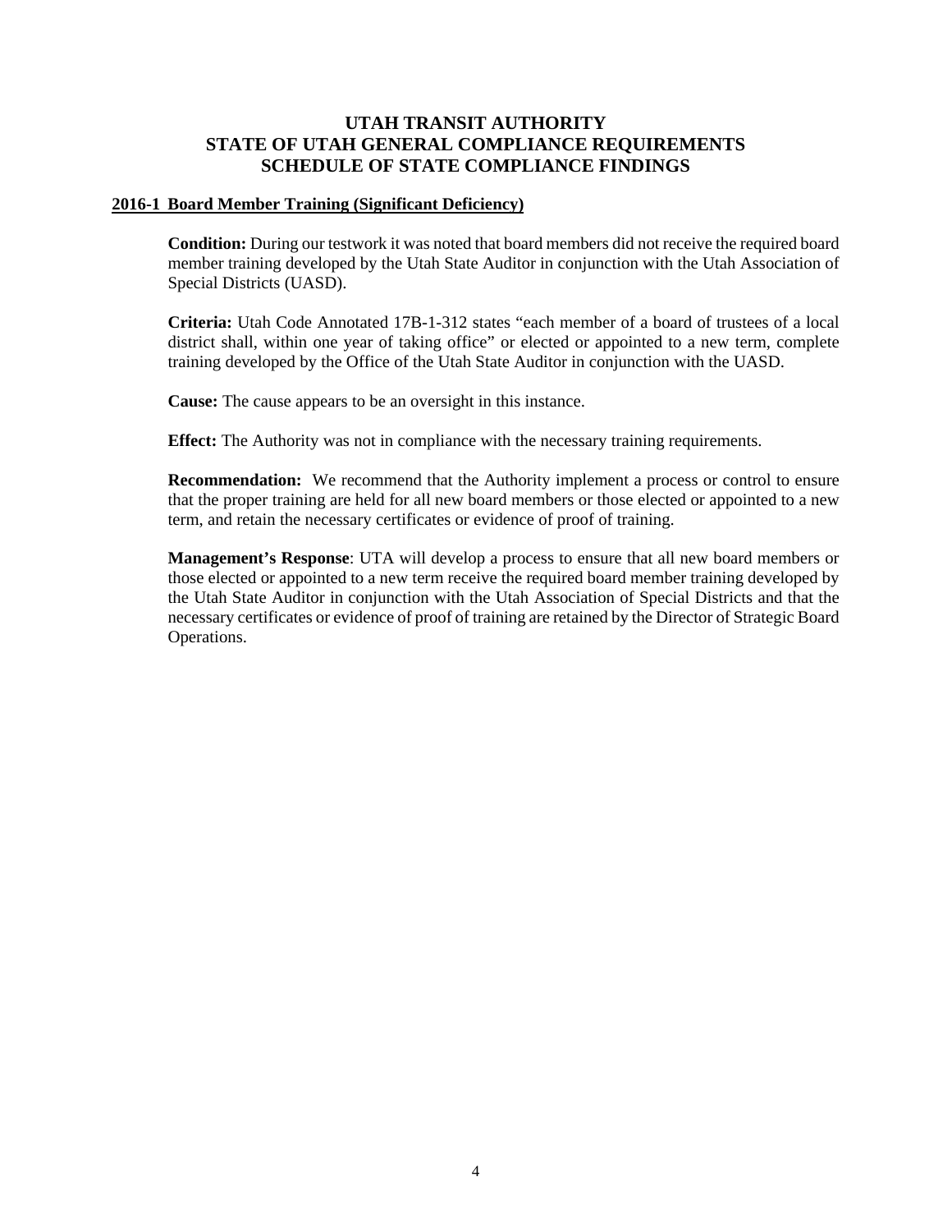# UTAH TRANSIT AUTHORITY
# STATE OF UTAH GENERAL COMPLIANCE REQUIREMENTS
# SCHEDULE OF STATE COMPLIANCE FINDINGS

**2016-1 Board Member Training (Significant Deficiency)**

**Condition:** During our testwork it was noted that board members did not receive the required board member training developed by the Utah State Auditor in conjunction with the Utah Association of Special Districts (UASD).

**Criteria:** Utah Code Annotated 17B-1-312 states "each member of a board of trustees of a local district shall, within one year of taking office" or elected or appointed to a new term, complete training developed by the Office of the Utah State Auditor in conjunction with the UASD.

**Cause:** The cause appears to be an oversight in this instance.

**Effect:** The Authority was not in compliance with the necessary training requirements.

**Recommendation:** We recommend that the Authority implement a process or control to ensure that the proper training are held for all new board members or those elected or appointed to a new term, and retain the necessary certificates or evidence of proof of training.

**Management's Response**: UTA will develop a process to ensure that all new board members or those elected or appointed to a new term receive the required board member training developed by the Utah State Auditor in conjunction with the Utah Association of Special Districts and that the necessary certificates or evidence of proof of training are retained by the Director of Strategic Board Operations.